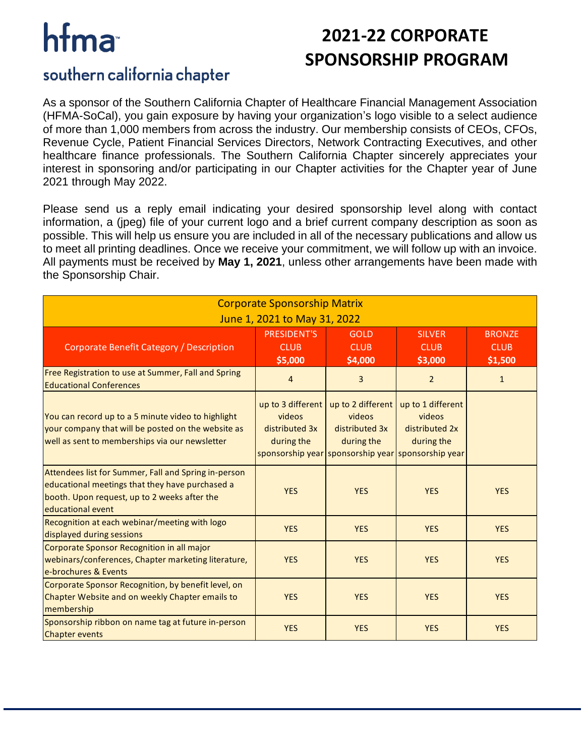hfma

southern california chapter

# 2021-22 CORPORATE SPONSORSHIP PROGRAM

As a sponsor of the Southern California Chapter of Healthcare Financial Management Association (HFMA-SoCal), you gain exposure by having your organization's logo visible to a select audience of more than 1,000 members from across the industry. Our membership consists of CEOs, CFOs, Revenue Cycle, Patient Financial Services Directors, Network Contracting Executives, and other healthcare finance professionals. The Southern California Chapter sincerely appreciates your interest in sponsoring and/or participating in our Chapter activities for the Chapter year of June 2021 through May 2022.

Please send us a reply email indicating your desired sponsorship level along with contact information, a (jpeg) file of your current logo and a brief current company description as soon as possible. This will help us ensure you are included in all of the necessary publications and allow us to meet all printing deadlines. Once we receive your commitment, we will follow up with an invoice. All payments must be received by **May 1, 2021**, unless other arrangements have been made with the Sponsorship Chair.

**Corporate Sponsorship Matrix**
**June 1, 2021 to May 31, 2022**

| Corporate Benefit Category / Description | PRESIDENT'S CLUB **$5,000** | GOLD CLUB **$4,000** | SILVER CLUB **$3,000** | BRONZE CLUB **$1,500** |
|---|---|---|---|---|
| Free Registration to use at Summer, Fall and Spring Educational Conferences | 4 | 3 | 2 | 1 |
| You can record up to a 5 minute video to highlight your company that will be posted on the website as well as sent to memberships via our newsletter | up to 3 different videos distributed 3x during the sponsorship year | up to 2 different videos distributed 3x during the sponsorship year | up to 1 different videos distributed 2x during the sponsorship year | |
| Attendees list for Summer, Fall and Spring in-person educational meetings that they have purchased a booth. Upon request, up to 2 weeks after the educational event | YES | YES | YES | YES |
| Recognition at each webinar/meeting with logo displayed during sessions | YES | YES | YES | YES |
| Corporate Sponsor Recognition in all major webinars/conferences, Chapter marketing literature, e-brochures & Events | YES | YES | YES | YES |
| Corporate Sponsor Recognition, by benefit level, on Chapter Website and on weekly Chapter emails to membership | YES | YES | YES | YES |
| Sponsorship ribbon on name tag at future in-person Chapter events | YES | YES | YES | YES |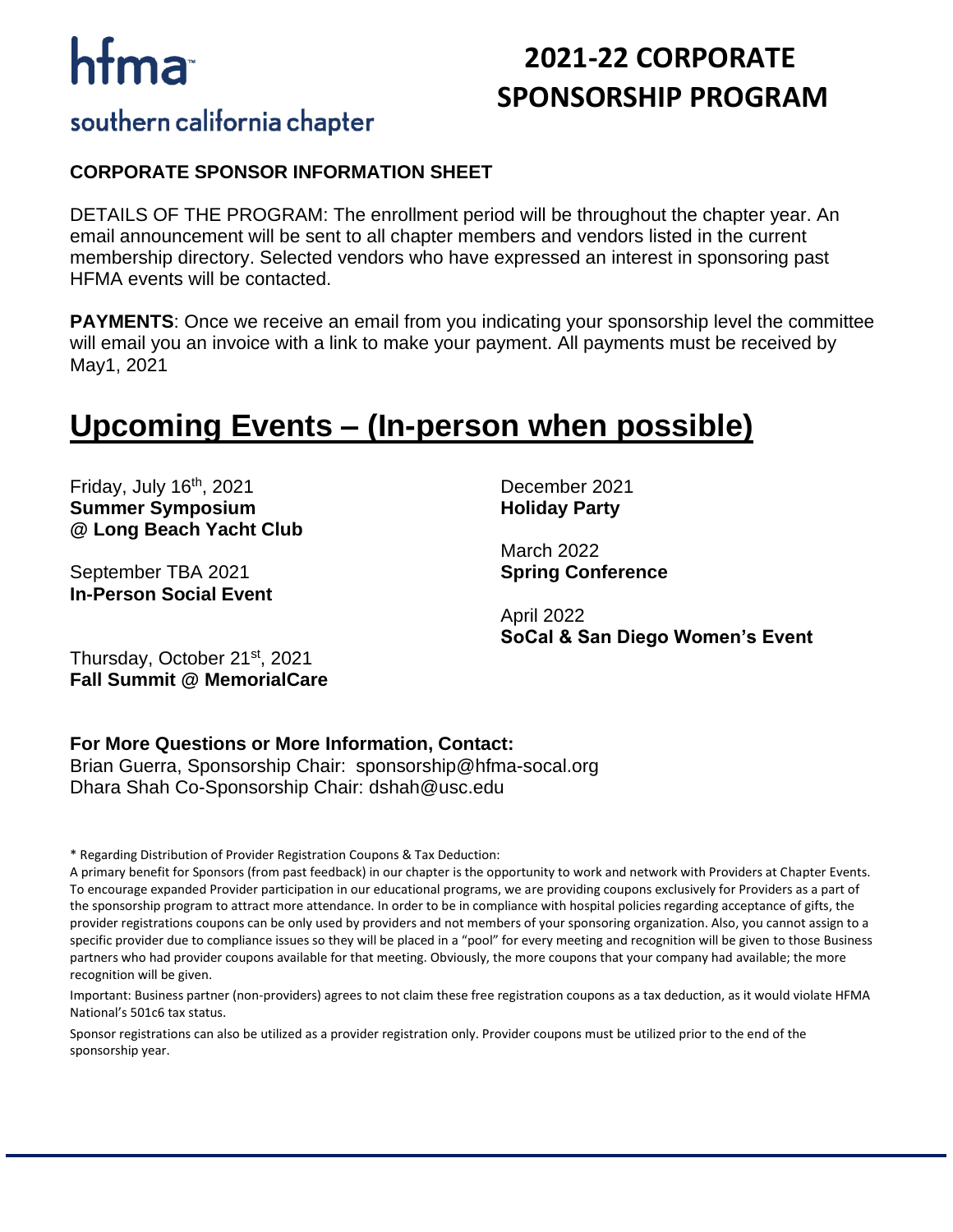hfma

southern california chapter

# 2021-22 CORPORATE SPONSORSHIP PROGRAM

### CORPORATE SPONSOR INFORMATION SHEET

DETAILS OF THE PROGRAM: The enrollment period will be throughout the chapter year. An email announcement will be sent to all chapter members and vendors listed in the current membership directory. Selected vendors who have expressed an interest in sponsoring past HFMA events will be contacted.

**PAYMENTS**: Once we receive an email from you indicating your sponsorship level the committee will email you an invoice with a link to make your payment. All payments must be received by May1, 2021

## Upcoming Events – (In-person when possible)

Friday, July 16th, 2021
**Summer Symposium**
**@ Long Beach Yacht Club**

September TBA 2021
**In-Person Social Event**

Thursday, October 21st, 2021
**Fall Summit @ MemorialCare**

December 2021
**Holiday Party**

March 2022
**Spring Conference**

April 2022
**SoCal & San Diego Women's Event**

**For More Questions or More Information, Contact:**
Brian Guerra, Sponsorship Chair: sponsorship@hfma-socal.org
Dhara Shah Co-Sponsorship Chair: dshah@usc.edu

* Regarding Distribution of Provider Registration Coupons & Tax Deduction:

A primary benefit for Sponsors (from past feedback) in our chapter is the opportunity to work and network with Providers at Chapter Events. To encourage expanded Provider participation in our educational programs, we are providing coupons exclusively for Providers as a part of the sponsorship program to attract more attendance. In order to be in compliance with hospital policies regarding acceptance of gifts, the provider registrations coupons can be only used by providers and not members of your sponsoring organization. Also, you cannot assign to a specific provider due to compliance issues so they will be placed in a "pool" for every meeting and recognition will be given to those Business partners who had provider coupons available for that meeting. Obviously, the more coupons that your company had available; the more recognition will be given.

Important: Business partner (non-providers) agrees to not claim these free registration coupons as a tax deduction, as it would violate HFMA National's 501c6 tax status.

Sponsor registrations can also be utilized as a provider registration only. Provider coupons must be utilized prior to the end of the sponsorship year.